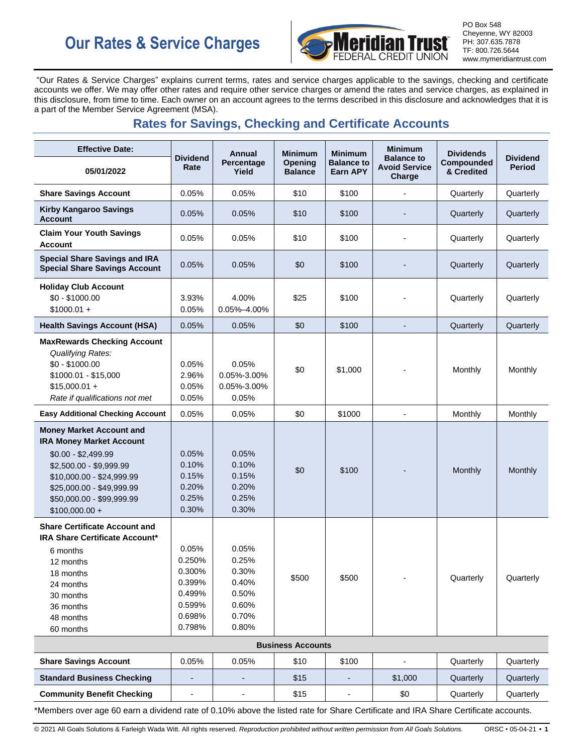# Our Rates & Service Charges

**Meridian Trust FEDERAL CREDIT UNION**

PO Box 548
Cheyenne, WY 82003
PH: 307.635.7878
TF: 800.726.5644
www.mymeridiantrust.com

"Our Rates & Service Charges" explains current terms, rates and service charges applicable to the savings, checking and certificate accounts we offer. We may offer other rates and require other service charges or amend the rates and service charges, as explained in this disclosure, from time to time. Each owner on an account agrees to the terms described in this disclosure and acknowledges that it is a part of the Member Service Agreement (MSA).

## Rates for Savings, Checking and Certificate Accounts

| Effective Date: 05/01/2022 | Dividend Rate | Annual Percentage Yield | Minimum Opening Balance | Minimum Balance to Earn APY | Minimum Balance to Avoid Service Charge | Dividends Compounded & Credited | Dividend Period |
|---|---|---|---|---|---|---|---|
| **Share Savings Account** | 0.05% | 0.05% | $10 | $100 | - | Quarterly | Quarterly |
| **Kirby Kangaroo Savings Account** | 0.05% | 0.05% | $10 | $100 | - | Quarterly | Quarterly |
| **Claim Your Youth Savings Account** | 0.05% | 0.05% | $10 | $100 | - | Quarterly | Quarterly |
| **Special Share Savings and IRA Special Share Savings Account** | 0.05% | 0.05% | $0 | $100 | - | Quarterly | Quarterly |
| **Holiday Club Account**<br>$0 - $1000.00<br>$1000.01 + | <br>3.93%<br>0.05% | <br>4.00%<br>0.05%–4.00% | $25 | $100 | - | Quarterly | Quarterly |
| **Health Savings Account (HSA)** | 0.05% | 0.05% | $0 | $100 | - | Quarterly | Quarterly |
| **MaxRewards Checking Account**<br>*Qualifying Rates:*<br>$0 - $1000.00<br>$1000.01 - $15,000<br>$15,000.01 +<br>*Rate if qualifications not met* | <br><br>0.05%<br>2.96%<br>0.05%<br>0.05% | <br><br>0.05%<br>0.05%-3.00%<br>0.05%-3.00%<br>0.05% | $0 | $1,000 | - | Monthly | Monthly |
| **Easy Additional Checking Account** | 0.05% | 0.05% | $0 | $1000 | - | Monthly | Monthly |
| **Money Market Account and IRA Money Market Account**<br>$0.00 - $2,499.99<br>$2,500.00 - $9,999.99<br>$10,000.00 - $24,999.99<br>$25,000.00 - $49,999.99<br>$50,000.00 - $99,999.99<br>$100,000.00 + | <br>0.05%<br>0.10%<br>0.15%<br>0.20%<br>0.25%<br>0.30% | <br>0.05%<br>0.10%<br>0.15%<br>0.20%<br>0.25%<br>0.30% | $0 | $100 | - | Monthly | Monthly |
| **Share Certificate Account and IRA Share Certificate Account***<br>6 months<br>12 months<br>18 months<br>24 months<br>30 months<br>36 months<br>48 months<br>60 months | <br>0.05%<br>0.250%<br>0.300%<br>0.399%<br>0.499%<br>0.599%<br>0.698%<br>0.798% | <br>0.05%<br>0.25%<br>0.30%<br>0.40%<br>0.50%<br>0.60%<br>0.70%<br>0.80% | $500 | $500 | - | Quarterly | Quarterly |
| **Business Accounts** | | | | | | | |
| **Share Savings Account** | 0.05% | 0.05% | $10 | $100 | - | Quarterly | Quarterly |
| **Standard Business Checking** | - | - | $15 | - | $1,000 | Quarterly | Quarterly |
| **Community Benefit Checking** | - | - | $15 | - | $0 | Quarterly | Quarterly |

*Members over age 60 earn a dividend rate of 0.10% above the listed rate for Share Certificate and IRA Share Certificate accounts.

© 2021 All Goals Solutions & Farleigh Wada Witt. All rights reserved. *Reproduction prohibited without written permission from All Goals Solutions.* ORSC • 05-04-21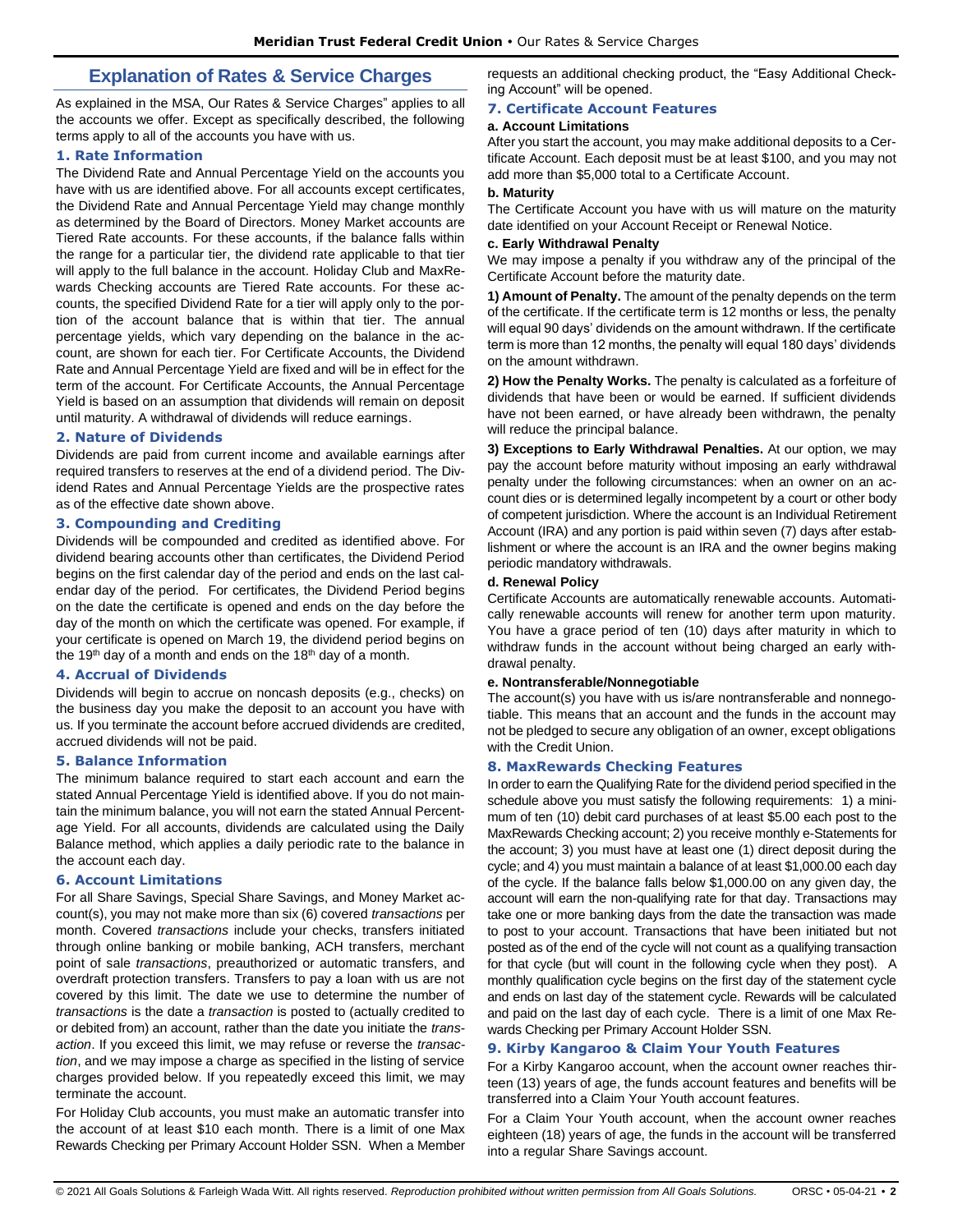# Explanation of Rates & Service Charges

As explained in the MSA, Our Rates & Service Charges" applies to all the accounts we offer. Except as specifically described, the following terms apply to all of the accounts you have with us.

## 1. Rate Information

The Dividend Rate and Annual Percentage Yield on the accounts you have with us are identified above. For all accounts except certificates, the Dividend Rate and Annual Percentage Yield may change monthly as determined by the Board of Directors. Money Market accounts are Tiered Rate accounts. For these accounts, if the balance falls within the range for a particular tier, the dividend rate applicable to that tier will apply to the full balance in the account. Holiday Club and MaxRewards Checking accounts are Tiered Rate accounts. For these accounts, the specified Dividend Rate for a tier will apply only to the portion of the account balance that is within that tier. The annual percentage yields, which vary depending on the balance in the account, are shown for each tier. For Certificate Accounts, the Dividend Rate and Annual Percentage Yield are fixed and will be in effect for the term of the account. For Certificate Accounts, the Annual Percentage Yield is based on an assumption that dividends will remain on deposit until maturity. A withdrawal of dividends will reduce earnings.

## 2. Nature of Dividends

Dividends are paid from current income and available earnings after required transfers to reserves at the end of a dividend period. The Dividend Rates and Annual Percentage Yields are the prospective rates as of the effective date shown above.

## 3. Compounding and Crediting

Dividends will be compounded and credited as identified above. For dividend bearing accounts other than certificates, the Dividend Period begins on the first calendar day of the period and ends on the last calendar day of the period. For certificates, the Dividend Period begins on the date the certificate is opened and ends on the day before the day of the month on which the certificate was opened. For example, if your certificate is opened on March 19, the dividend period begins on the 19th day of a month and ends on the 18th day of a month.

## 4. Accrual of Dividends

Dividends will begin to accrue on noncash deposits (e.g., checks) on the business day you make the deposit to an account you have with us. If you terminate the account before accrued dividends are credited, accrued dividends will not be paid.

## 5. Balance Information

The minimum balance required to start each account and earn the stated Annual Percentage Yield is identified above. If you do not maintain the minimum balance, you will not earn the stated Annual Percentage Yield. For all accounts, dividends are calculated using the Daily Balance method, which applies a daily periodic rate to the balance in the account each day.

## 6. Account Limitations

For all Share Savings, Special Share Savings, and Money Market account(s), you may not make more than six (6) covered *transactions* per month. Covered *transactions* include your checks, transfers initiated through online banking or mobile banking, ACH transfers, merchant point of sale *transactions*, preauthorized or automatic transfers, and overdraft protection transfers. Transfers to pay a loan with us are not covered by this limit. The date we use to determine the number of *transactions* is the date a *transaction* is posted to (actually credited to or debited from) an account, rather than the date you initiate the *transaction*. If you exceed this limit, we may refuse or reverse the *transaction*, and we may impose a charge as specified in the listing of service charges provided below. If you repeatedly exceed this limit, we may terminate the account.

For Holiday Club accounts, you must make an automatic transfer into the account of at least $10 each month. There is a limit of one Max Rewards Checking per Primary Account Holder SSN. When a Member requests an additional checking product, the "Easy Additional Checking Account" will be opened.

## 7. Certificate Account Features

### a. Account Limitations

After you start the account, you may make additional deposits to a Certificate Account. Each deposit must be at least $100, and you may not add more than $5,000 total to a Certificate Account.

### b. Maturity

The Certificate Account you have with us will mature on the maturity date identified on your Account Receipt or Renewal Notice.

### c. Early Withdrawal Penalty

We may impose a penalty if you withdraw any of the principal of the Certificate Account before the maturity date.

**1) Amount of Penalty.** The amount of the penalty depends on the term of the certificate. If the certificate term is 12 months or less, the penalty will equal 90 days' dividends on the amount withdrawn. If the certificate term is more than 12 months, the penalty will equal 180 days' dividends on the amount withdrawn.

**2) How the Penalty Works.** The penalty is calculated as a forfeiture of dividends that have been or would be earned. If sufficient dividends have not been earned, or have already been withdrawn, the penalty will reduce the principal balance.

**3) Exceptions to Early Withdrawal Penalties.** At our option, we may pay the account before maturity without imposing an early withdrawal penalty under the following circumstances: when an owner on an account dies or is determined legally incompetent by a court or other body of competent jurisdiction. Where the account is an Individual Retirement Account (IRA) and any portion is paid within seven (7) days after establishment or where the account is an IRA and the owner begins making periodic mandatory withdrawals.

### d. Renewal Policy

Certificate Accounts are automatically renewable accounts. Automatically renewable accounts will renew for another term upon maturity. You have a grace period of ten (10) days after maturity in which to withdraw funds in the account without being charged an early withdrawal penalty.

### e. Nontransferable/Nonnegotiable

The account(s) you have with us is/are nontransferable and nonnegotiable. This means that an account and the funds in the account may not be pledged to secure any obligation of an owner, except obligations with the Credit Union.

## 8. MaxRewards Checking Features

In order to earn the Qualifying Rate for the dividend period specified in the schedule above you must satisfy the following requirements: 1) a minimum of ten (10) debit card purchases of at least $5.00 each post to the MaxRewards Checking account; 2) you receive monthly e-Statements for the account; 3) you must have at least one (1) direct deposit during the cycle; and 4) you must maintain a balance of at least $1,000.00 each day of the cycle. If the balance falls below $1,000.00 on any given day, the account will earn the non-qualifying rate for that day. Transactions may take one or more banking days from the date the transaction was made to post to your account. Transactions that have been initiated but not posted as of the end of the cycle will not count as a qualifying transaction for that cycle (but will count in the following cycle when they post). A monthly qualification cycle begins on the first day of the statement cycle and ends on last day of the statement cycle. Rewards will be calculated and paid on the last day of each cycle. There is a limit of one Max Rewards Checking per Primary Account Holder SSN.

## 9. Kirby Kangaroo & Claim Your Youth Features

For a Kirby Kangaroo account, when the account owner reaches thirteen (13) years of age, the funds account features and benefits will be transferred into a Claim Your Youth account features.

For a Claim Your Youth account, when the account owner reaches eighteen (18) years of age, the funds in the account will be transferred into a regular Share Savings account.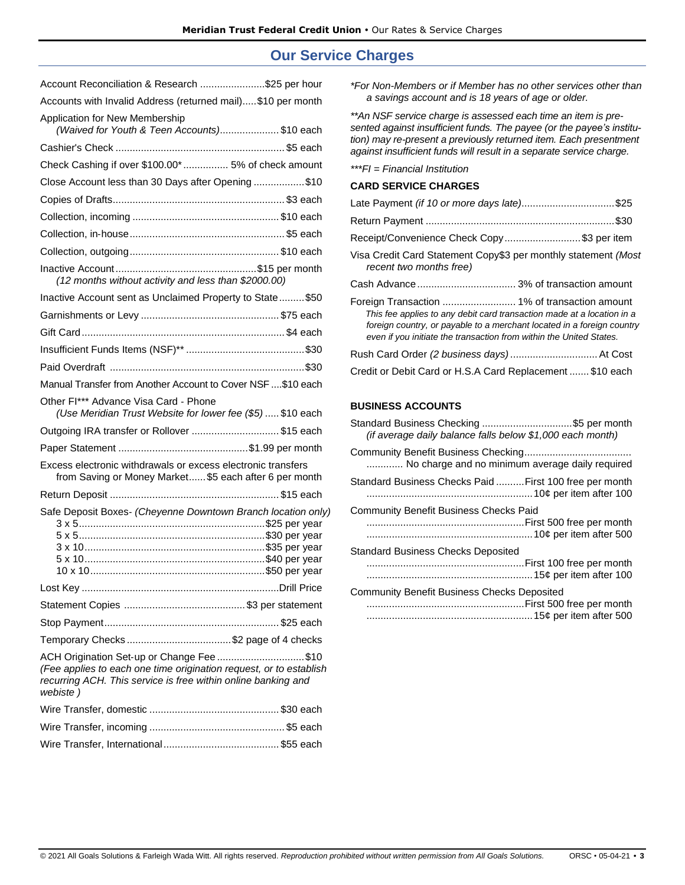## Our Service Charges

| | |
|---|---|
| Account Reconciliation & Research | $25 per hour |
| Accounts with Invalid Address (returned mail) | $10 per month |
| Application for New Membership *(Waived for Youth & Teen Accounts)* | $10 each |
| Cashier's Check | $5 each |
| Check Cashing if over $100.00* | 5% of check amount |
| Close Account less than 30 Days after Opening | $10 |
| Copies of Drafts | $3 each |
| Collection, incoming | $10 each |
| Collection, in-house | $5 each |
| Collection, outgoing | $10 each |
| Inactive Account *(12 months without activity and less than $2000.00)* | $15 per month |
| Inactive Account sent as Unclaimed Property to State | $50 |
| Garnishments or Levy | $75 each |
| Gift Card | $4 each |
| Insufficient Funds Items (NSF)** | $30 |
| Paid Overdraft | $30 |
| Manual Transfer from Another Account to Cover NSF | $10 each |
| Other FI*** Advance Visa Card - Phone *(Use Meridian Trust Website for lower fee ($5)* | $10 each |
| Outgoing IRA transfer or Rollover | $15 each |
| Paper Statement | $1.99 per month |
| Excess electronic withdrawals or excess electronic transfers from Saving or Money Market | $5 each after 6 per month |
| Return Deposit | $15 each |
| Safe Deposit Boxes- *(Cheyenne Downtown Branch location only)* | |
| 3 x 5 | $25 per year |
| 5 x 5 | $30 per year |
| 3 x 10 | $35 per year |
| 5 x 10 | $40 per year |
| 10 x 10 | $50 per year |
| Lost Key | Drill Price |
| Statement Copies | $3 per statement |
| Stop Payment | $25 each |
| Temporary Checks | $2 page of 4 checks |
| ACH Origination Set-up or Change Fee *(Fee applies to each one time origination request, or to establish recurring ACH. This service is free within online banking and webiste )* | $10 |
| Wire Transfer, domestic | $30 each |
| Wire Transfer, incoming | $5 each |
| Wire Transfer, International | $55 each |

*\*For Non-Members or if Member has no other services other than a savings account and is 18 years of age or older.*

*\*\*An NSF service charge is assessed each time an item is presented against insufficient funds. The payee (or the payee's institution) may re-present a previously returned item. Each presentment against insufficient funds will result in a separate service charge.*

*\*\*\*FI = Financial Institution*

### CARD SERVICE CHARGES

| | |
|---|---|
| Late Payment *(if 10 or more days late)* | $25 |
| Return Payment | $30 |
| Receipt/Convenience Check Copy | $3 per item |
| Visa Credit Card Statement Copy | $3 per monthly statement *(Most recent two months free)* |
| Cash Advance | 3% of transaction amount |
| Foreign Transaction *(This fee applies to any debit card transaction made at a location in a foreign country, or payable to a merchant located in a foreign country even if you initiate the transaction from within the United States.)* | 1% of transaction amount |
| Rush Card Order *(2 business days)* | At Cost |
| Credit or Debit Card or H.S.A Card Replacement | $10 each |

### BUSINESS ACCOUNTS

| | |
|---|---|
| Standard Business Checking *(if average daily balance falls below $1,000 each month)* | $5 per month |
| Community Benefit Business Checking | No charge and no minimum average daily required |
| Standard Business Checks Paid | First 100 free per month; 10¢ per item after 100 |
| Community Benefit Business Checks Paid | First 500 free per month; 10¢ per item after 500 |
| Standard Business Checks Deposited | First 100 free per month; 15¢ per item after 100 |
| Community Benefit Business Checks Deposited | First 500 free per month; 15¢ per item after 500 |

© 2021 All Goals Solutions & Farleigh Wada Witt. All rights reserved. *Reproduction prohibited without written permission from All Goals Solutions.* ORSC • 05-04-21